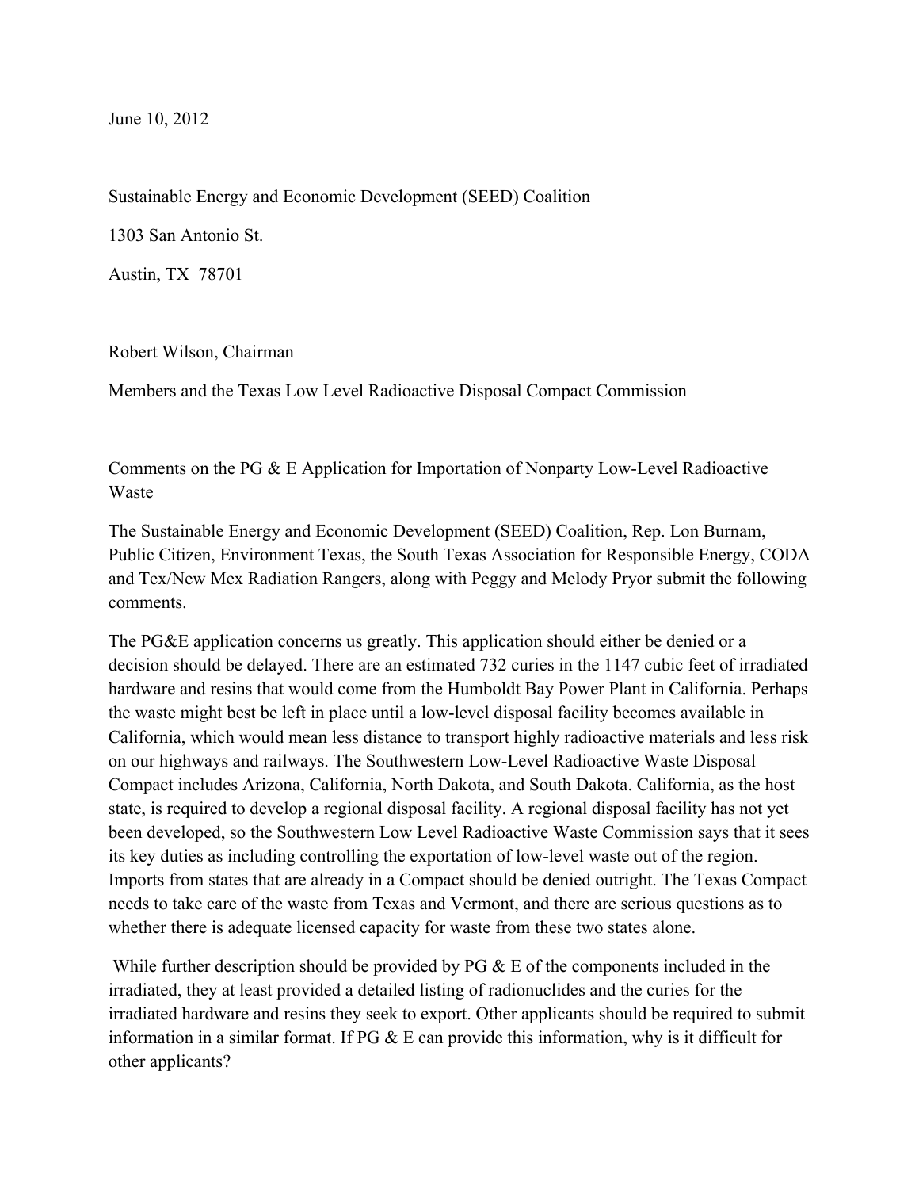June 10, 2012

Sustainable Energy and Economic Development (SEED) Coalition

1303 San Antonio St.

Austin, TX 78701

Robert Wilson, Chairman

Members and the Texas Low Level Radioactive Disposal Compact Commission

Comments on the PG & E Application for Importation of Nonparty Low-Level Radioactive Waste

The Sustainable Energy and Economic Development (SEED) Coalition, Rep. Lon Burnam, Public Citizen, Environment Texas, the South Texas Association for Responsible Energy, CODA and Tex/New Mex Radiation Rangers, along with Peggy and Melody Pryor submit the following comments.

The PG&E application concerns us greatly. This application should either be denied or a decision should be delayed. There are an estimated 732 curies in the 1147 cubic feet of irradiated hardware and resins that would come from the Humboldt Bay Power Plant in California. Perhaps the waste might best be left in place until a low-level disposal facility becomes available in California, which would mean less distance to transport highly radioactive materials and less risk on our highways and railways. The Southwestern Low-Level Radioactive Waste Disposal Compact includes Arizona, California, North Dakota, and South Dakota. California, as the host state, is required to develop a regional disposal facility. A regional disposal facility has not yet been developed, so the Southwestern Low Level Radioactive Waste Commission says that it sees its key duties as including controlling the exportation of low-level waste out of the region. Imports from states that are already in a Compact should be denied outright. The Texas Compact needs to take care of the waste from Texas and Vermont, and there are serious questions as to whether there is adequate licensed capacity for waste from these two states alone.

While further description should be provided by PG & E of the components included in the irradiated, they at least provided a detailed listing of radionuclides and the curies for the irradiated hardware and resins they seek to export. Other applicants should be required to submit information in a similar format. If PG & E can provide this information, why is it difficult for other applicants?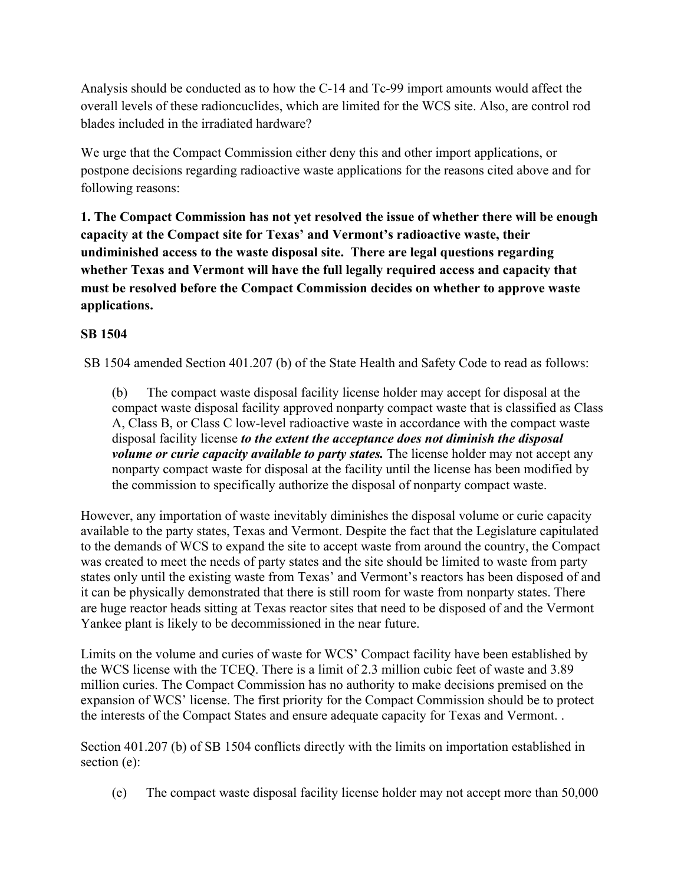Analysis should be conducted as to how the C-14 and Tc-99 import amounts would affect the overall levels of these radioncuclides, which are limited for the WCS site. Also, are control rod blades included in the irradiated hardware?

We urge that the Compact Commission either deny this and other import applications, or postpone decisions regarding radioactive waste applications for the reasons cited above and for following reasons:

**1. The Compact Commission has not yet resolved the issue of whether there will be enough capacity at the Compact site for Texas' and Vermont's radioactive waste, their undiminished access to the waste disposal site. There are legal questions regarding whether Texas and Vermont will have the full legally required access and capacity that must be resolved before the Compact Commission decides on whether to approve waste applications.**

**SB 1504**

SB 1504 amended Section 401.207 (b) of the State Health and Safety Code to read as follows:

> (b) The compact waste disposal facility license holder may accept for disposal at the compact waste disposal facility approved nonparty compact waste that is classified as Class A, Class B, or Class C low-level radioactive waste in accordance with the compact waste disposal facility license ***to the extent the acceptance does not diminish the disposal volume or curie capacity available to party states.*** The license holder may not accept any nonparty compact waste for disposal at the facility until the license has been modified by the commission to specifically authorize the disposal of nonparty compact waste.

However, any importation of waste inevitably diminishes the disposal volume or curie capacity available to the party states, Texas and Vermont. Despite the fact that the Legislature capitulated to the demands of WCS to expand the site to accept waste from around the country, the Compact was created to meet the needs of party states and the site should be limited to waste from party states only until the existing waste from Texas' and Vermont's reactors has been disposed of and it can be physically demonstrated that there is still room for waste from nonparty states. There are huge reactor heads sitting at Texas reactor sites that need to be disposed of and the Vermont Yankee plant is likely to be decommissioned in the near future.

Limits on the volume and curies of waste for WCS' Compact facility have been established by the WCS license with the TCEQ. There is a limit of 2.3 million cubic feet of waste and 3.89 million curies. The Compact Commission has no authority to make decisions premised on the expansion of WCS' license. The first priority for the Compact Commission should be to protect the interests of the Compact States and ensure adequate capacity for Texas and Vermont. .

Section 401.207 (b) of SB 1504 conflicts directly with the limits on importation established in section (e):

> (e) The compact waste disposal facility license holder may not accept more than 50,000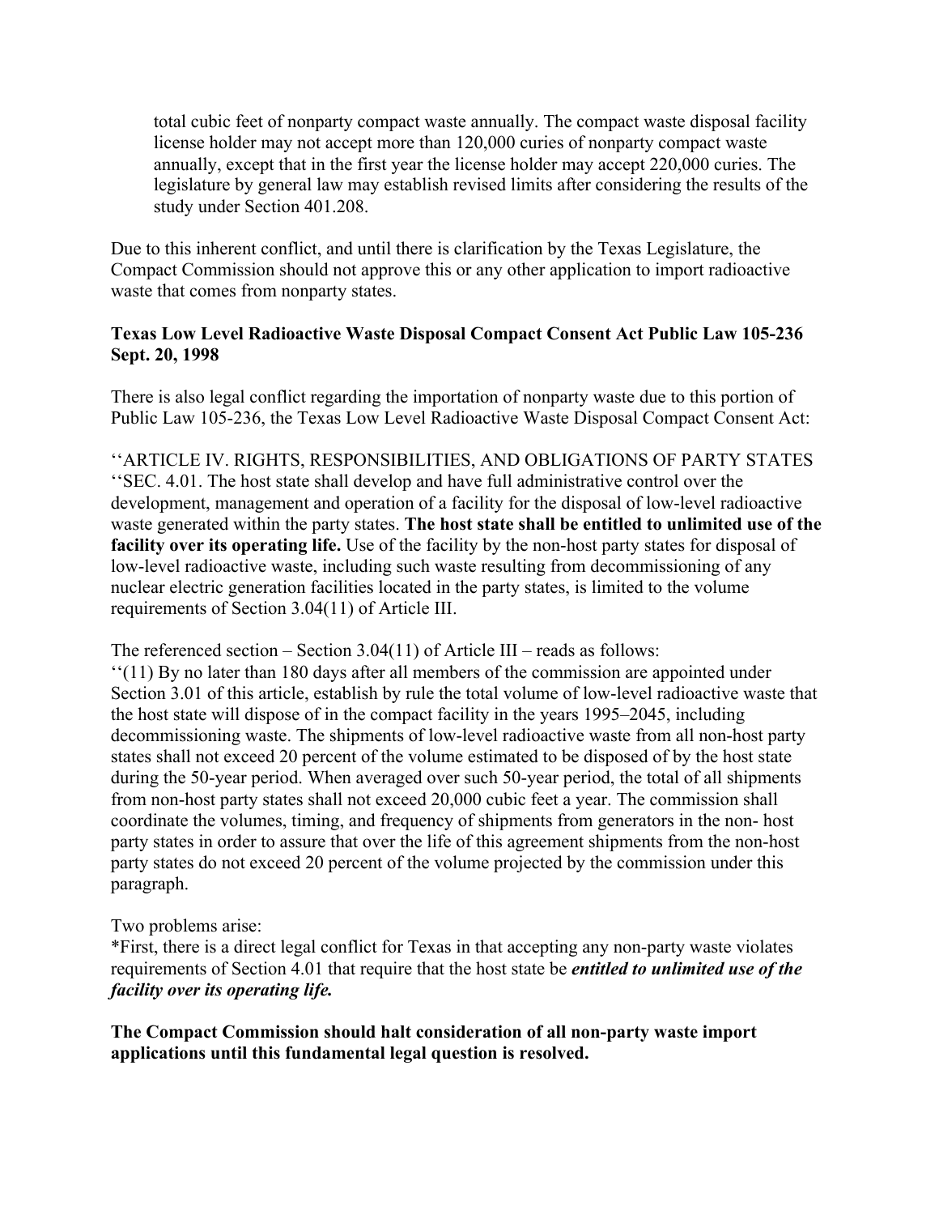> total cubic feet of nonparty compact waste annually. The compact waste disposal facility license holder may not accept more than 120,000 curies of nonparty compact waste annually, except that in the first year the license holder may accept 220,000 curies. The legislature by general law may establish revised limits after considering the results of the study under Section 401.208.

Due to this inherent conflict, and until there is clarification by the Texas Legislature, the Compact Commission should not approve this or any other application to import radioactive waste that comes from nonparty states.

**Texas Low Level Radioactive Waste Disposal Compact Consent Act Public Law 105-236 Sept. 20, 1998**

There is also legal conflict regarding the importation of nonparty waste due to this portion of Public Law 105-236, the Texas Low Level Radioactive Waste Disposal Compact Consent Act:

''ARTICLE IV. RIGHTS, RESPONSIBILITIES, AND OBLIGATIONS OF PARTY STATES
''SEC. 4.01. The host state shall develop and have full administrative control over the development, management and operation of a facility for the disposal of low-level radioactive waste generated within the party states. **The host state shall be entitled to unlimited use of the facility over its operating life.** Use of the facility by the non-host party states for disposal of low-level radioactive waste, including such waste resulting from decommissioning of any nuclear electric generation facilities located in the party states, is limited to the volume requirements of Section 3.04(11) of Article III.

The referenced section – Section 3.04(11) of Article III – reads as follows:
''(11) By no later than 180 days after all members of the commission are appointed under Section 3.01 of this article, establish by rule the total volume of low-level radioactive waste that the host state will dispose of in the compact facility in the years 1995–2045, including decommissioning waste. The shipments of low-level radioactive waste from all non-host party states shall not exceed 20 percent of the volume estimated to be disposed of by the host state during the 50-year period. When averaged over such 50-year period, the total of all shipments from non-host party states shall not exceed 20,000 cubic feet a year. The commission shall coordinate the volumes, timing, and frequency of shipments from generators in the non- host party states in order to assure that over the life of this agreement shipments from the non-host party states do not exceed 20 percent of the volume projected by the commission under this paragraph.

Two problems arise:
*First, there is a direct legal conflict for Texas in that accepting any non-party waste violates requirements of Section 4.01 that require that the host state be ***entitled to unlimited use of the facility over its operating life.***

**The Compact Commission should halt consideration of all non-party waste import applications until this fundamental legal question is resolved.**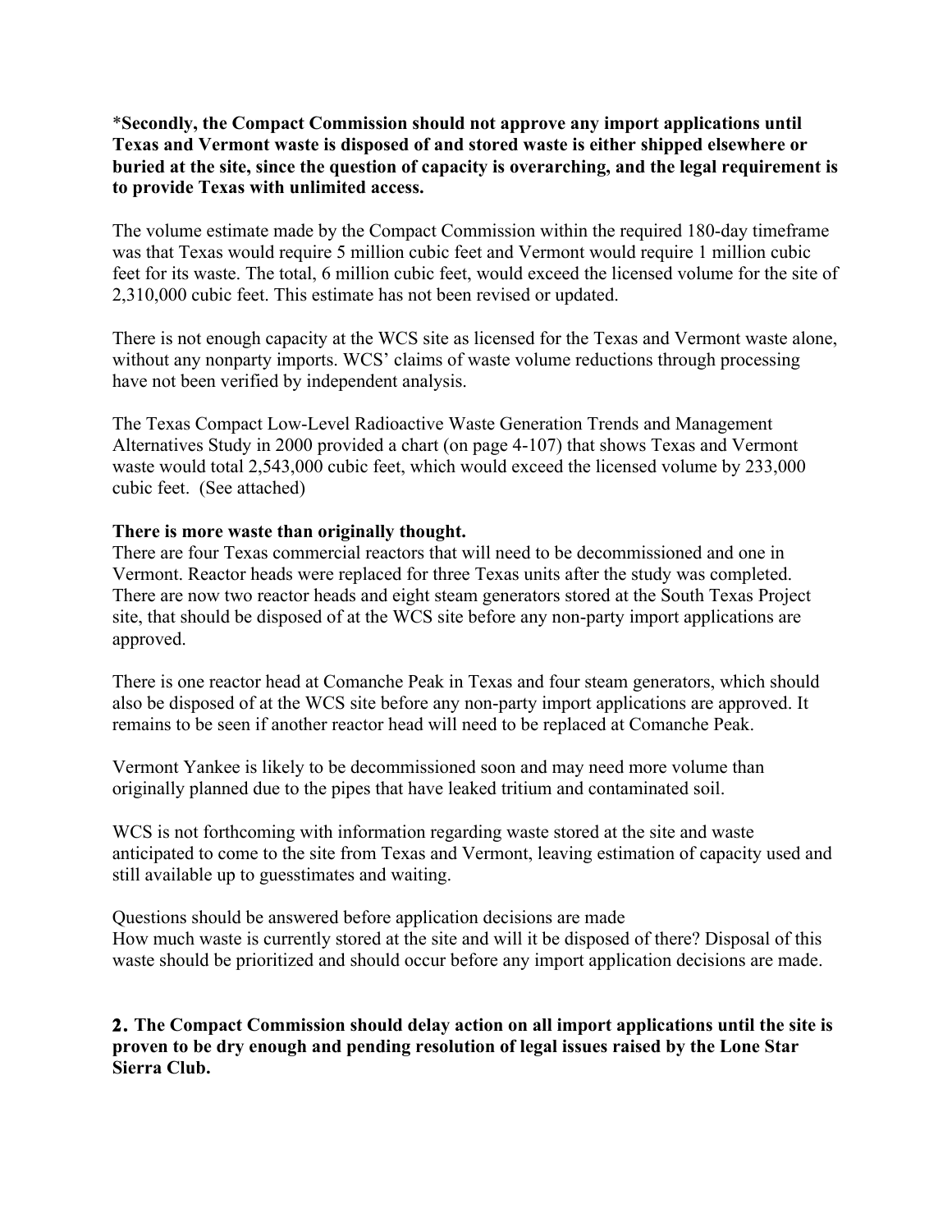***Secondly, the Compact Commission should not approve any import applications until Texas and Vermont waste is disposed of and stored waste is either shipped elsewhere or buried at the site, since the question of capacity is overarching, and the legal requirement is to provide Texas with unlimited access.**

The volume estimate made by the Compact Commission within the required 180-day timeframe was that Texas would require 5 million cubic feet and Vermont would require 1 million cubic feet for its waste. The total, 6 million cubic feet, would exceed the licensed volume for the site of 2,310,000 cubic feet. This estimate has not been revised or updated.

There is not enough capacity at the WCS site as licensed for the Texas and Vermont waste alone, without any nonparty imports. WCS' claims of waste volume reductions through processing have not been verified by independent analysis.

The Texas Compact Low-Level Radioactive Waste Generation Trends and Management Alternatives Study in 2000 provided a chart (on page 4-107) that shows Texas and Vermont waste would total 2,543,000 cubic feet, which would exceed the licensed volume by 233,000 cubic feet. (See attached)

**There is more waste than originally thought.**
There are four Texas commercial reactors that will need to be decommissioned and one in Vermont. Reactor heads were replaced for three Texas units after the study was completed. There are now two reactor heads and eight steam generators stored at the South Texas Project site, that should be disposed of at the WCS site before any non-party import applications are approved.

There is one reactor head at Comanche Peak in Texas and four steam generators, which should also be disposed of at the WCS site before any non-party import applications are approved. It remains to be seen if another reactor head will need to be replaced at Comanche Peak.

Vermont Yankee is likely to be decommissioned soon and may need more volume than originally planned due to the pipes that have leaked tritium and contaminated soil.

WCS is not forthcoming with information regarding waste stored at the site and waste anticipated to come to the site from Texas and Vermont, leaving estimation of capacity used and still available up to guesstimates and waiting.

Questions should be answered before application decisions are made
How much waste is currently stored at the site and will it be disposed of there? Disposal of this waste should be prioritized and should occur before any import application decisions are made.

**2. The Compact Commission should delay action on all import applications until the site is proven to be dry enough and pending resolution of legal issues raised by the Lone Star Sierra Club.**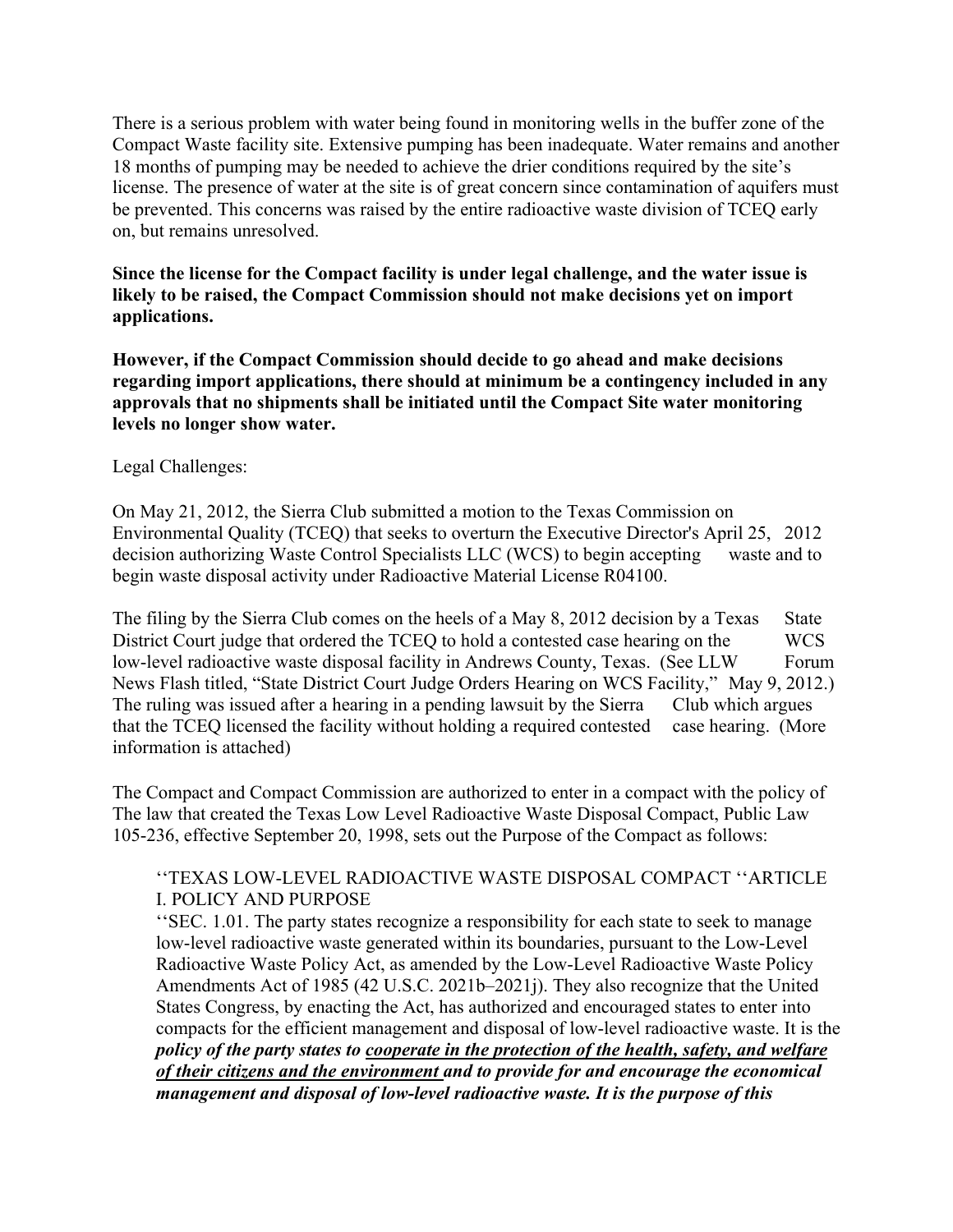There is a serious problem with water being found in monitoring wells in the buffer zone of the Compact Waste facility site. Extensive pumping has been inadequate. Water remains and another 18 months of pumping may be needed to achieve the drier conditions required by the site's license. The presence of water at the site is of great concern since contamination of aquifers must be prevented. This concerns was raised by the entire radioactive waste division of TCEQ early on, but remains unresolved.

**Since the license for the Compact facility is under legal challenge, and the water issue is likely to be raised, the Compact Commission should not make decisions yet on import applications.**

**However, if the Compact Commission should decide to go ahead and make decisions regarding import applications, there should at minimum be a contingency included in any approvals that no shipments shall be initiated until the Compact Site water monitoring levels no longer show water.**

Legal Challenges:

On May 21, 2012, the Sierra Club submitted a motion to the Texas Commission on Environmental Quality (TCEQ) that seeks to overturn the Executive Director's April 25, 2012 decision authorizing Waste Control Specialists LLC (WCS) to begin accepting waste and to begin waste disposal activity under Radioactive Material License R04100.

The filing by the Sierra Club comes on the heels of a May 8, 2012 decision by a Texas State District Court judge that ordered the TCEQ to hold a contested case hearing on the WCS low-level radioactive waste disposal facility in Andrews County, Texas. (See LLW Forum News Flash titled, "State District Court Judge Orders Hearing on WCS Facility," May 9, 2012.) The ruling was issued after a hearing in a pending lawsuit by the Sierra Club which argues that the TCEQ licensed the facility without holding a required contested case hearing. (More information is attached)

The Compact and Compact Commission are authorized to enter in a compact with the policy of The law that created the Texas Low Level Radioactive Waste Disposal Compact, Public Law 105-236, effective September 20, 1998, sets out the Purpose of the Compact as follows:

> ''TEXAS LOW-LEVEL RADIOACTIVE WASTE DISPOSAL COMPACT ''ARTICLE I. POLICY AND PURPOSE
>
> ''SEC. 1.01. The party states recognize a responsibility for each state to seek to manage low-level radioactive waste generated within its boundaries, pursuant to the Low-Level Radioactive Waste Policy Act, as amended by the Low-Level Radioactive Waste Policy Amendments Act of 1985 (42 U.S.C. 2021b–2021j). They also recognize that the United States Congress, by enacting the Act, has authorized and encouraged states to enter into compacts for the efficient management and disposal of low-level radioactive waste. It is the ***policy of the party states to <u>cooperate in the protection of the health, safety, and welfare of their citizens and the environment</u> and to provide for and encourage the economical management and disposal of low-level radioactive waste. It is the purpose of this***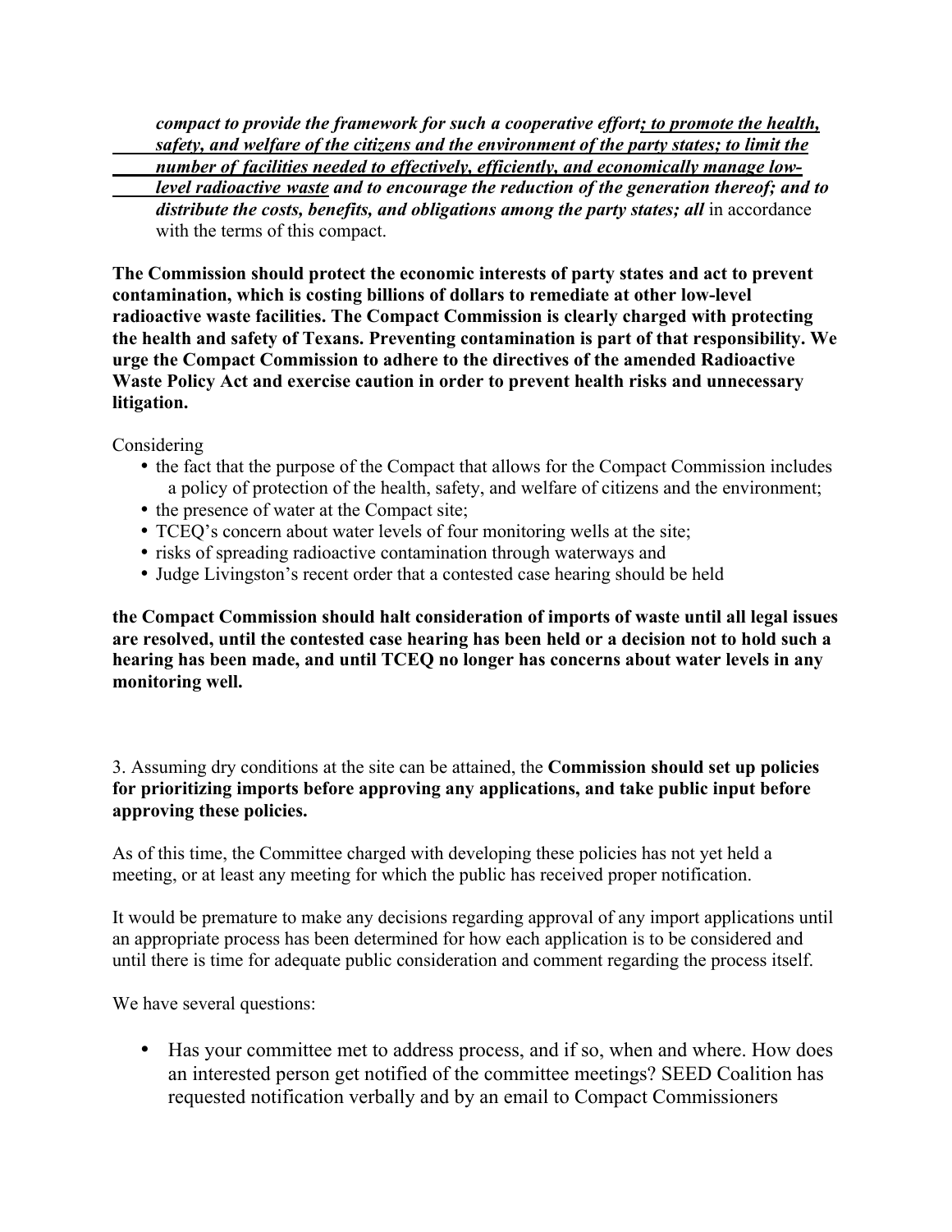*compact to provide the framework for such a cooperative effort; to promote the health, safety, and welfare of the citizens and the environment of the party states; to limit the number of facilities needed to effectively, efficiently, and economically manage low-level radioactive waste and to encourage the reduction of the generation thereof; and to distribute the costs, benefits, and obligations among the party states; all* in accordance with the terms of this compact.

**The Commission should protect the economic interests of party states and act to prevent contamination, which is costing billions of dollars to remediate at other low-level radioactive waste facilities. The Compact Commission is clearly charged with protecting the health and safety of Texans. Preventing contamination is part of that responsibility. We urge the Compact Commission to adhere to the directives of the amended Radioactive Waste Policy Act and exercise caution in order to prevent health risks and unnecessary litigation.**

Considering

- the fact that the purpose of the Compact that allows for the Compact Commission includes a policy of protection of the health, safety, and welfare of citizens and the environment;
- the presence of water at the Compact site;
- TCEQ's concern about water levels of four monitoring wells at the site;
- risks of spreading radioactive contamination through waterways and
- Judge Livingston's recent order that a contested case hearing should be held

**the Compact Commission should halt consideration of imports of waste until all legal issues are resolved, until the contested case hearing has been held or a decision not to hold such a hearing has been made, and until TCEQ no longer has concerns about water levels in any monitoring well.**

3. Assuming dry conditions at the site can be attained, the **Commission should set up policies for prioritizing imports before approving any applications, and take public input before approving these policies.**

As of this time, the Committee charged with developing these policies has not yet held a meeting, or at least any meeting for which the public has received proper notification.

It would be premature to make any decisions regarding approval of any import applications until an appropriate process has been determined for how each application is to be considered and until there is time for adequate public consideration and comment regarding the process itself.

We have several questions:

- Has your committee met to address process, and if so, when and where. How does an interested person get notified of the committee meetings? SEED Coalition has requested notification verbally and by an email to Compact Commissioners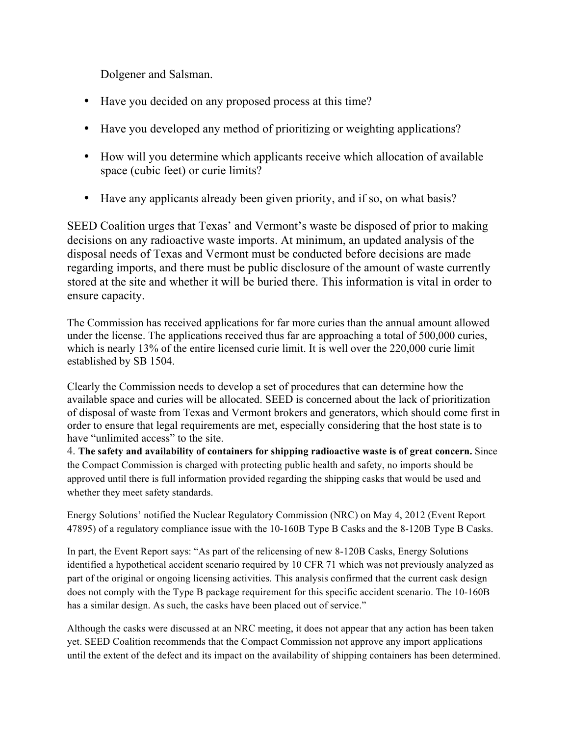Dolgener and Salsman.

- Have you decided on any proposed process at this time?
- Have you developed any method of prioritizing or weighting applications?
- How will you determine which applicants receive which allocation of available space (cubic feet) or curie limits?
- Have any applicants already been given priority, and if so, on what basis?

SEED Coalition urges that Texas' and Vermont's waste be disposed of prior to making decisions on any radioactive waste imports. At minimum, an updated analysis of the disposal needs of Texas and Vermont must be conducted before decisions are made regarding imports, and there must be public disclosure of the amount of waste currently stored at the site and whether it will be buried there. This information is vital in order to ensure capacity.

The Commission has received applications for far more curies than the annual amount allowed under the license. The applications received thus far are approaching a total of 500,000 curies, which is nearly 13% of the entire licensed curie limit. It is well over the 220,000 curie limit established by SB 1504.

Clearly the Commission needs to develop a set of procedures that can determine how the available space and curies will be allocated. SEED is concerned about the lack of prioritization of disposal of waste from Texas and Vermont brokers and generators, which should come first in order to ensure that legal requirements are met, especially considering that the host state is to have "unlimited access" to the site.

4. **The safety and availability of containers for shipping radioactive waste is of great concern.** Since the Compact Commission is charged with protecting public health and safety, no imports should be approved until there is full information provided regarding the shipping casks that would be used and whether they meet safety standards.

Energy Solutions' notified the Nuclear Regulatory Commission (NRC) on May 4, 2012 (Event Report 47895) of a regulatory compliance issue with the 10-160B Type B Casks and the 8-120B Type B Casks.

In part, the Event Report says: "As part of the relicensing of new 8-120B Casks, Energy Solutions identified a hypothetical accident scenario required by 10 CFR 71 which was not previously analyzed as part of the original or ongoing licensing activities. This analysis confirmed that the current cask design does not comply with the Type B package requirement for this specific accident scenario. The 10-160B has a similar design. As such, the casks have been placed out of service."

Although the casks were discussed at an NRC meeting, it does not appear that any action has been taken yet. SEED Coalition recommends that the Compact Commission not approve any import applications until the extent of the defect and its impact on the availability of shipping containers has been determined.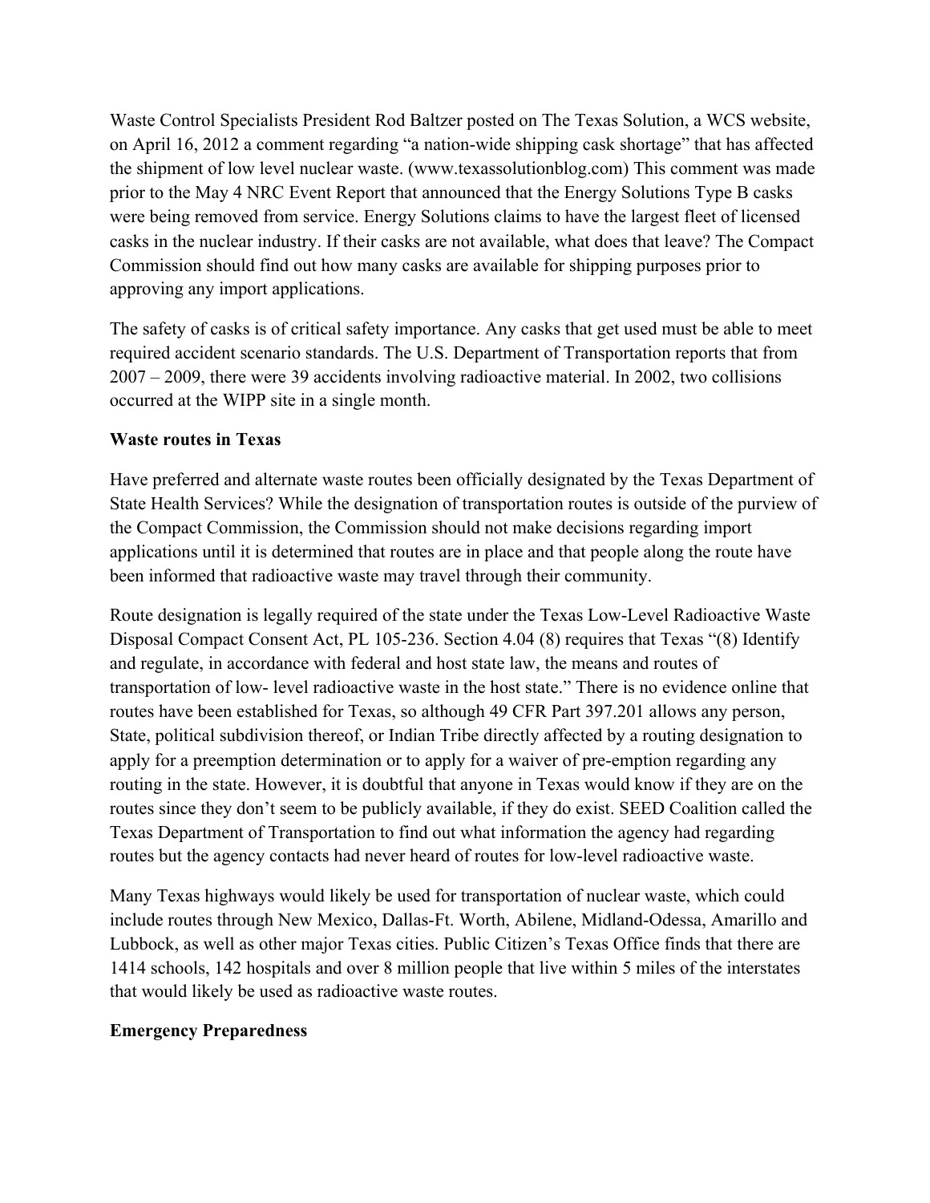Waste Control Specialists President Rod Baltzer posted on The Texas Solution, a WCS website, on April 16, 2012 a comment regarding "a nation-wide shipping cask shortage" that has affected the shipment of low level nuclear waste. (www.texassolutionblog.com) This comment was made prior to the May 4 NRC Event Report that announced that the Energy Solutions Type B casks were being removed from service. Energy Solutions claims to have the largest fleet of licensed casks in the nuclear industry. If their casks are not available, what does that leave? The Compact Commission should find out how many casks are available for shipping purposes prior to approving any import applications.

The safety of casks is of critical safety importance. Any casks that get used must be able to meet required accident scenario standards. The U.S. Department of Transportation reports that from 2007 – 2009, there were 39 accidents involving radioactive material. In 2002, two collisions occurred at the WIPP site in a single month.

**Waste routes in Texas**

Have preferred and alternate waste routes been officially designated by the Texas Department of State Health Services? While the designation of transportation routes is outside of the purview of the Compact Commission, the Commission should not make decisions regarding import applications until it is determined that routes are in place and that people along the route have been informed that radioactive waste may travel through their community.

Route designation is legally required of the state under the Texas Low-Level Radioactive Waste Disposal Compact Consent Act, PL 105-236. Section 4.04 (8) requires that Texas "(8) Identify and regulate, in accordance with federal and host state law, the means and routes of transportation of low- level radioactive waste in the host state." There is no evidence online that routes have been established for Texas, so although 49 CFR Part 397.201 allows any person, State, political subdivision thereof, or Indian Tribe directly affected by a routing designation to apply for a preemption determination or to apply for a waiver of pre-emption regarding any routing in the state. However, it is doubtful that anyone in Texas would know if they are on the routes since they don't seem to be publicly available, if they do exist. SEED Coalition called the Texas Department of Transportation to find out what information the agency had regarding routes but the agency contacts had never heard of routes for low-level radioactive waste.

Many Texas highways would likely be used for transportation of nuclear waste, which could include routes through New Mexico, Dallas-Ft. Worth, Abilene, Midland-Odessa, Amarillo and Lubbock, as well as other major Texas cities. Public Citizen's Texas Office finds that there are 1414 schools, 142 hospitals and over 8 million people that live within 5 miles of the interstates that would likely be used as radioactive waste routes.

**Emergency Preparedness**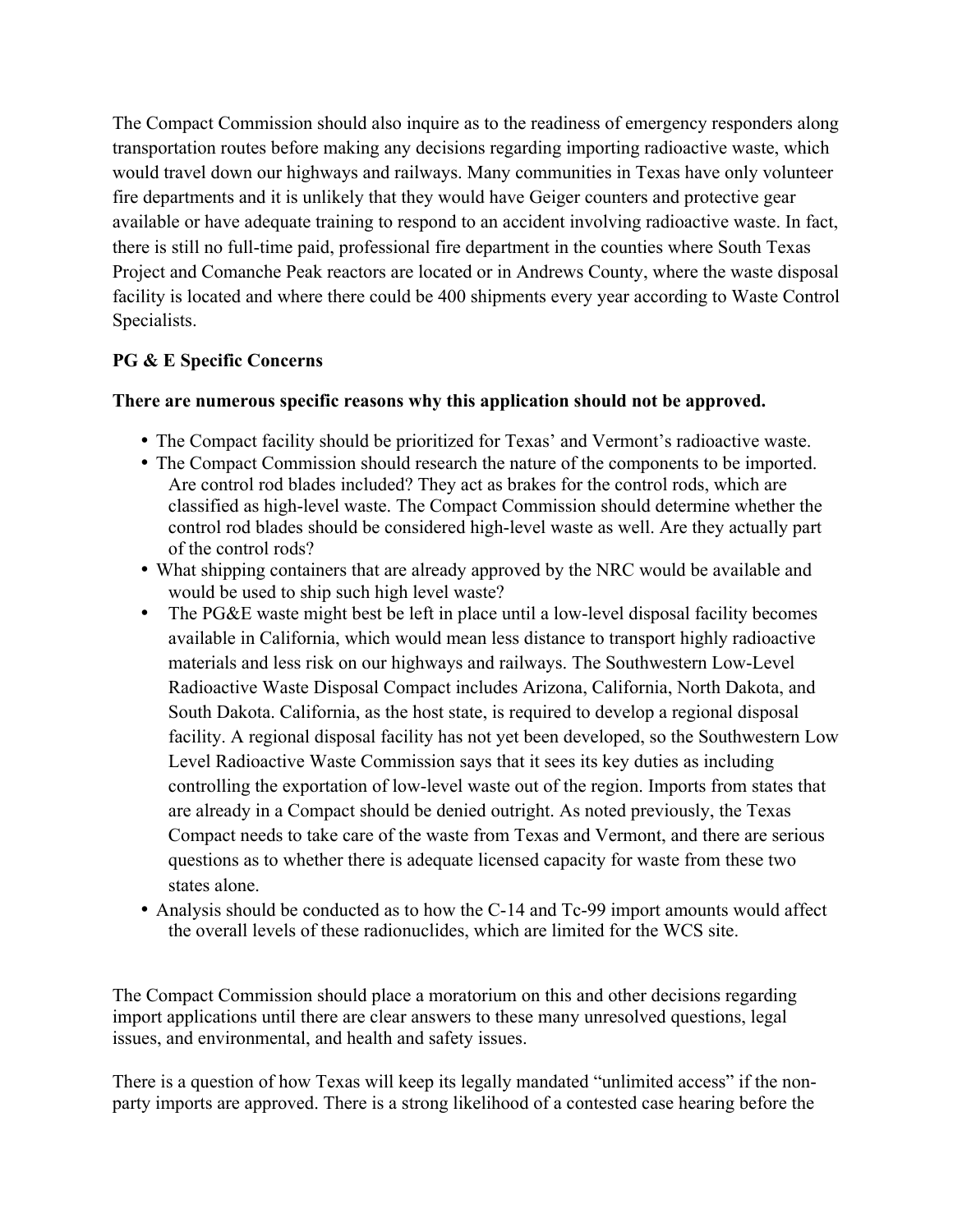The Compact Commission should also inquire as to the readiness of emergency responders along transportation routes before making any decisions regarding importing radioactive waste, which would travel down our highways and railways. Many communities in Texas have only volunteer fire departments and it is unlikely that they would have Geiger counters and protective gear available or have adequate training to respond to an accident involving radioactive waste. In fact, there is still no full-time paid, professional fire department in the counties where South Texas Project and Comanche Peak reactors are located or in Andrews County, where the waste disposal facility is located and where there could be 400 shipments every year according to Waste Control Specialists.

**PG & E Specific Concerns**

**There are numerous specific reasons why this application should not be approved.**

- The Compact facility should be prioritized for Texas' and Vermont's radioactive waste.
- The Compact Commission should research the nature of the components to be imported. Are control rod blades included? They act as brakes for the control rods, which are classified as high-level waste. The Compact Commission should determine whether the control rod blades should be considered high-level waste as well. Are they actually part of the control rods?
- What shipping containers that are already approved by the NRC would be available and would be used to ship such high level waste?
- The PG&E waste might best be left in place until a low-level disposal facility becomes available in California, which would mean less distance to transport highly radioactive materials and less risk on our highways and railways. The Southwestern Low-Level Radioactive Waste Disposal Compact includes Arizona, California, North Dakota, and South Dakota. California, as the host state, is required to develop a regional disposal facility. A regional disposal facility has not yet been developed, so the Southwestern Low Level Radioactive Waste Commission says that it sees its key duties as including controlling the exportation of low-level waste out of the region. Imports from states that are already in a Compact should be denied outright. As noted previously, the Texas Compact needs to take care of the waste from Texas and Vermont, and there are serious questions as to whether there is adequate licensed capacity for waste from these two states alone.
- Analysis should be conducted as to how the C-14 and Tc-99 import amounts would affect the overall levels of these radionuclides, which are limited for the WCS site.

The Compact Commission should place a moratorium on this and other decisions regarding import applications until there are clear answers to these many unresolved questions, legal issues, and environmental, and health and safety issues.

There is a question of how Texas will keep its legally mandated "unlimited access" if the non-party imports are approved. There is a strong likelihood of a contested case hearing before the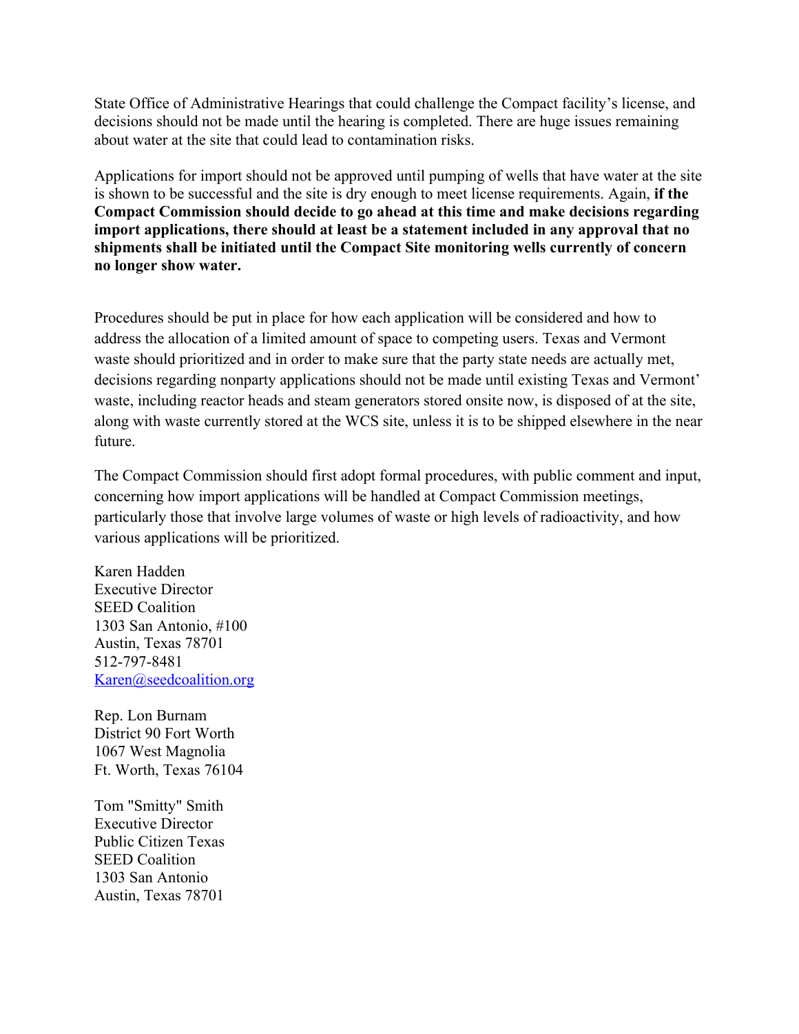State Office of Administrative Hearings that could challenge the Compact facility's license, and decisions should not be made until the hearing is completed. There are huge issues remaining about water at the site that could lead to contamination risks.

Applications for import should not be approved until pumping of wells that have water at the site is shown to be successful and the site is dry enough to meet license requirements. Again, **if the Compact Commission should decide to go ahead at this time and make decisions regarding import applications, there should at least be a statement included in any approval that no shipments shall be initiated until the Compact Site monitoring wells currently of concern no longer show water.**

Procedures should be put in place for how each application will be considered and how to address the allocation of a limited amount of space to competing users. Texas and Vermont waste should prioritized and in order to make sure that the party state needs are actually met, decisions regarding nonparty applications should not be made until existing Texas and Vermont' waste, including reactor heads and steam generators stored onsite now, is disposed of at the site, along with waste currently stored at the WCS site, unless it is to be shipped elsewhere in the near future.

The Compact Commission should first adopt formal procedures, with public comment and input, concerning how import applications will be handled at Compact Commission meetings, particularly those that involve large volumes of waste or high levels of radioactivity, and how various applications will be prioritized.

Karen Hadden
Executive Director
SEED Coalition
1303 San Antonio, #100
Austin, Texas 78701
512-797-8481
Karen@seedcoalition.org

Rep. Lon Burnam
District 90 Fort Worth
1067 West Magnolia
Ft. Worth, Texas 76104

Tom "Smitty" Smith
Executive Director
Public Citizen Texas
SEED Coalition
1303 San Antonio
Austin, Texas 78701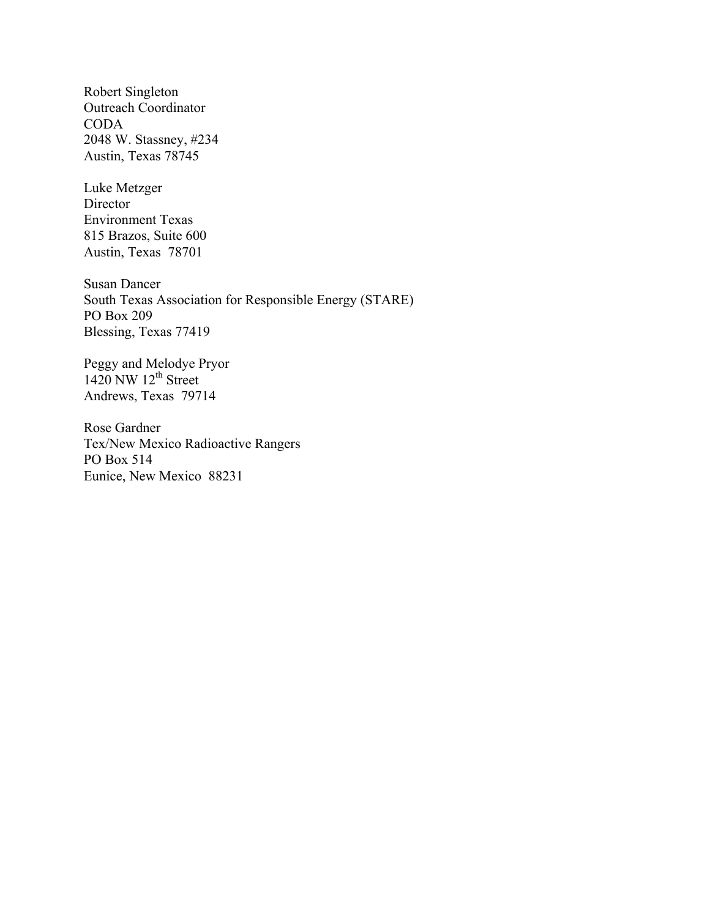Robert Singleton  
Outreach Coordinator  
CODA  
2048 W. Stassney, #234  
Austin, Texas 78745

Luke Metzger  
Director  
Environment Texas  
815 Brazos, Suite 600  
Austin, Texas  78701

Susan Dancer  
South Texas Association for Responsible Energy (STARE)  
PO Box 209  
Blessing, Texas 77419

Peggy and Melodye Pryor  
1420 NW 12th Street  
Andrews, Texas  79714

Rose Gardner  
Tex/New Mexico Radioactive Rangers  
PO Box 514  
Eunice, New Mexico  88231